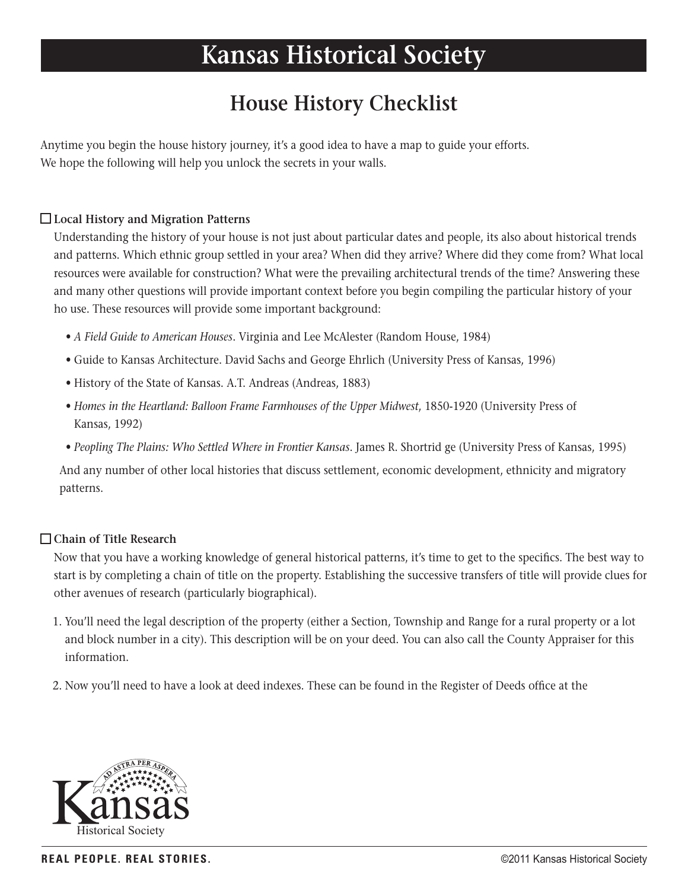# Kansas Historical Society

## House History Checklist

Anytime you begin the house history journey, it's a good idea to have a map to guide your efforts.
We hope the following will help you unlock the secrets in your walls.

### ☐ Local History and Migration Patterns

Understanding the history of your house is not just about particular dates and people, its also about historical trends and patterns. Which ethnic group settled in your area? When did they arrive? Where did they come from? What local resources were available for construction? What were the prevailing architectural trends of the time? Answering these and many other questions will provide important context before you begin compiling the particular history of your ho use. These resources will provide some important background:

- *A Field Guide to American Houses*. Virginia and Lee McAlester (Random House, 1984)
- Guide to Kansas Architecture. David Sachs and George Ehrlich (University Press of Kansas, 1996)
- History of the State of Kansas. A.T. Andreas (Andreas, 1883)
- *Homes in the Heartland: Balloon Frame Farmhouses of the Upper Midwest*, 1850-1920 (University Press of Kansas, 1992)
- *Peopling The Plains: Who Settled Where in Frontier Kansas*. James R. Shortrid ge (University Press of Kansas, 1995)

And any number of other local histories that discuss settlement, economic development, ethnicity and migratory patterns.

### ☐ Chain of Title Research

Now that you have a working knowledge of general historical patterns, it's time to get to the specifics. The best way to start is by completing a chain of title on the property. Establishing the successive transfers of title will provide clues for other avenues of research (particularly biographical).

1. You'll need the legal description of the property (either a Section, Township and Range for a rural property or a lot and block number in a city). This description will be on your deed. You can also call the County Appraiser for this information.
2. Now you'll need to have a look at deed indexes. These can be found in the Register of Deeds office at the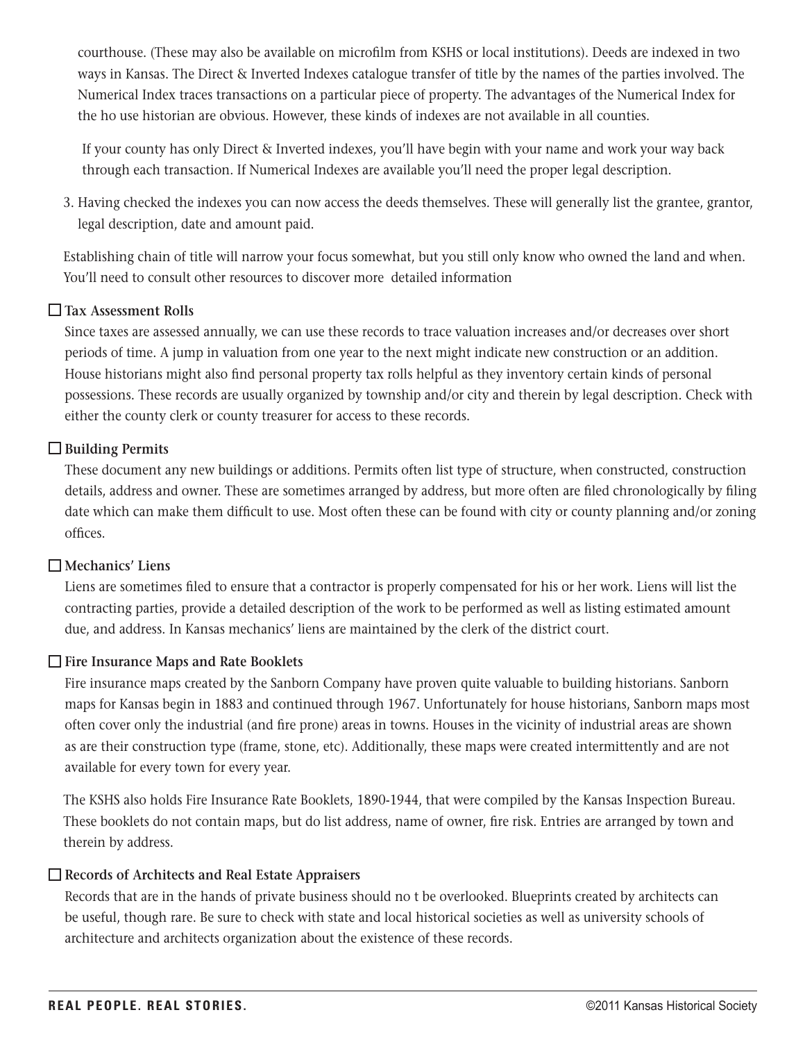courthouse. (These may also be available on microfilm from KSHS or local institutions). Deeds are indexed in two ways in Kansas. The Direct & Inverted Indexes catalogue transfer of title by the names of the parties involved. The Numerical Index traces transactions on a particular piece of property. The advantages of the Numerical Index for the ho use historian are obvious. However, these kinds of indexes are not available in all counties.

If your county has only Direct & Inverted indexes, you'll have begin with your name and work your way back through each transaction. If Numerical Indexes are available you'll need the proper legal description.

3. Having checked the indexes you can now access the deeds themselves. These will generally list the grantee, grantor, legal description, date and amount paid.

Establishing chain of title will narrow your focus somewhat, but you still only know who owned the land and when. You'll need to consult other resources to discover more detailed information

☐ **Tax Assessment Rolls**

Since taxes are assessed annually, we can use these records to trace valuation increases and/or decreases over short periods of time. A jump in valuation from one year to the next might indicate new construction or an addition. House historians might also find personal property tax rolls helpful as they inventory certain kinds of personal possessions. These records are usually organized by township and/or city and therein by legal description. Check with either the county clerk or county treasurer for access to these records.

☐ **Building Permits**

These document any new buildings or additions. Permits often list type of structure, when constructed, construction details, address and owner. These are sometimes arranged by address, but more often are filed chronologically by filing date which can make them difficult to use. Most often these can be found with city or county planning and/or zoning offices.

☐ **Mechanics' Liens**

Liens are sometimes filed to ensure that a contractor is properly compensated for his or her work. Liens will list the contracting parties, provide a detailed description of the work to be performed as well as listing estimated amount due, and address. In Kansas mechanics' liens are maintained by the clerk of the district court.

☐ **Fire Insurance Maps and Rate Booklets**

Fire insurance maps created by the Sanborn Company have proven quite valuable to building historians. Sanborn maps for Kansas begin in 1883 and continued through 1967. Unfortunately for house historians, Sanborn maps most often cover only the industrial (and fire prone) areas in towns. Houses in the vicinity of industrial areas are shown as are their construction type (frame, stone, etc). Additionally, these maps were created intermittently and are not available for every town for every year.

The KSHS also holds Fire Insurance Rate Booklets, 1890-1944, that were compiled by the Kansas Inspection Bureau. These booklets do not contain maps, but do list address, name of owner, fire risk. Entries are arranged by town and therein by address.

☐ **Records of Architects and Real Estate Appraisers**

Records that are in the hands of private business should no t be overlooked. Blueprints created by architects can be useful, though rare. Be sure to check with state and local historical societies as well as university schools of architecture and architects organization about the existence of these records.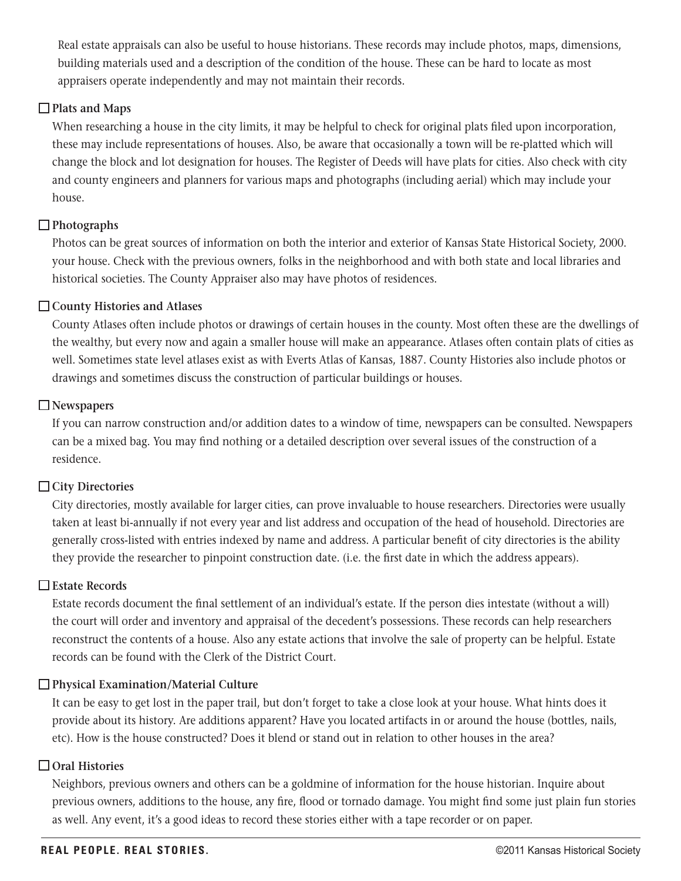Real estate appraisals can also be useful to house historians. These records may include photos, maps, dimensions, building materials used and a description of the condition of the house. These can be hard to locate as most appraisers operate independently and may not maintain their records.

☐ **Plats and Maps**

When researching a house in the city limits, it may be helpful to check for original plats filed upon incorporation, these may include representations of houses. Also, be aware that occasionally a town will be re-platted which will change the block and lot designation for houses. The Register of Deeds will have plats for cities. Also check with city and county engineers and planners for various maps and photographs (including aerial) which may include your house.

☐ **Photographs**

Photos can be great sources of information on both the interior and exterior of Kansas State Historical Society, 2000. your house. Check with the previous owners, folks in the neighborhood and with both state and local libraries and historical societies. The County Appraiser also may have photos of residences.

☐ **County Histories and Atlases**

County Atlases often include photos or drawings of certain houses in the county. Most often these are the dwellings of the wealthy, but every now and again a smaller house will make an appearance. Atlases often contain plats of cities as well. Sometimes state level atlases exist as with Everts Atlas of Kansas, 1887. County Histories also include photos or drawings and sometimes discuss the construction of particular buildings or houses.

☐ **Newspapers**

If you can narrow construction and/or addition dates to a window of time, newspapers can be consulted. Newspapers can be a mixed bag. You may find nothing or a detailed description over several issues of the construction of a residence.

☐ **City Directories**

City directories, mostly available for larger cities, can prove invaluable to house researchers. Directories were usually taken at least bi-annually if not every year and list address and occupation of the head of household. Directories are generally cross-listed with entries indexed by name and address. A particular benefit of city directories is the ability they provide the researcher to pinpoint construction date. (i.e. the first date in which the address appears).

☐ **Estate Records**

Estate records document the final settlement of an individual's estate. If the person dies intestate (without a will) the court will order and inventory and appraisal of the decedent's possessions. These records can help researchers reconstruct the contents of a house. Also any estate actions that involve the sale of property can be helpful. Estate records can be found with the Clerk of the District Court.

☐ **Physical Examination/Material Culture**

It can be easy to get lost in the paper trail, but don't forget to take a close look at your house. What hints does it provide about its history. Are additions apparent? Have you located artifacts in or around the house (bottles, nails, etc). How is the house constructed? Does it blend or stand out in relation to other houses in the area?

☐ **Oral Histories**

Neighbors, previous owners and others can be a goldmine of information for the house historian. Inquire about previous owners, additions to the house, any fire, flood or tornado damage. You might find some just plain fun stories as well. Any event, it's a good ideas to record these stories either with a tape recorder or on paper.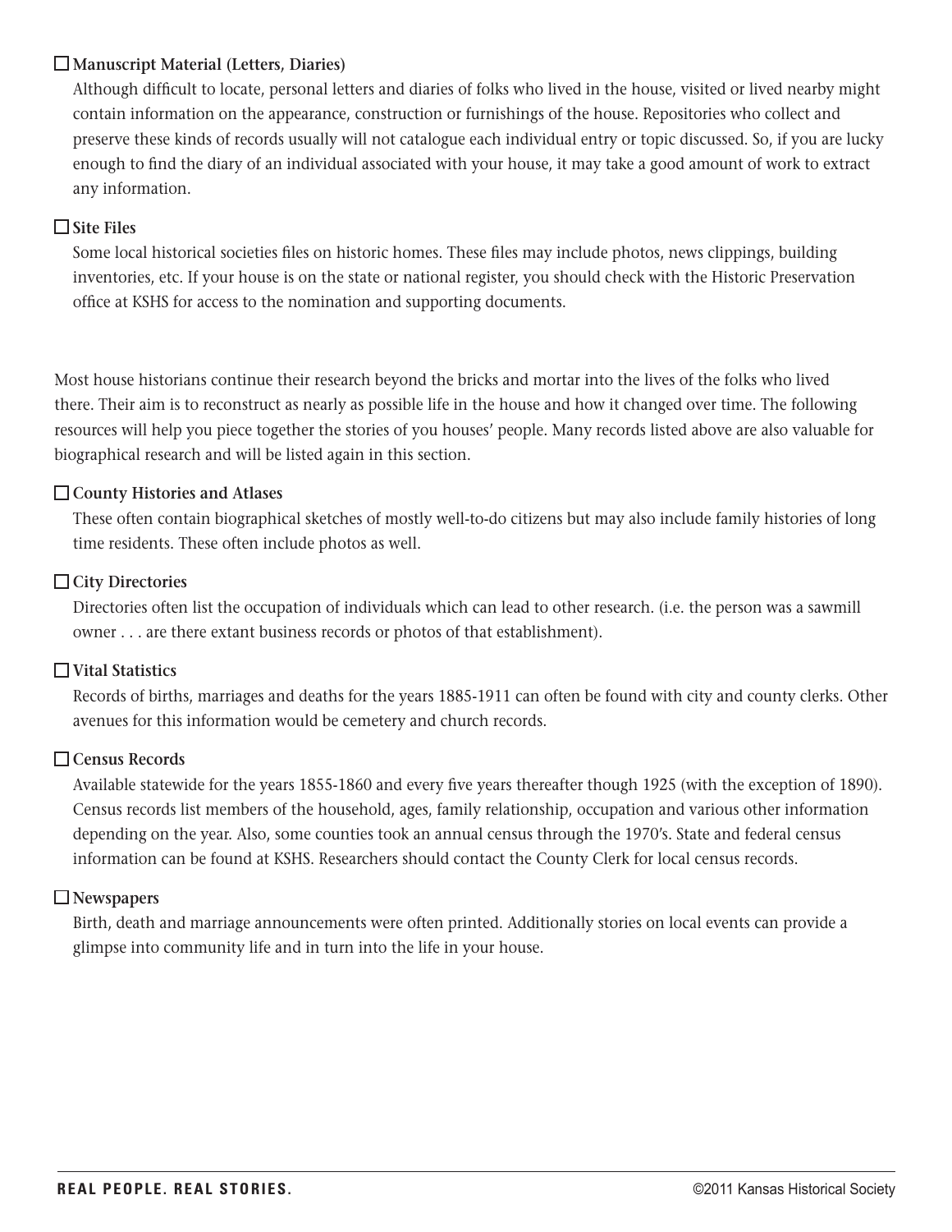☐ **Manuscript Material (Letters, Diaries)**

Although difficult to locate, personal letters and diaries of folks who lived in the house, visited or lived nearby might contain information on the appearance, construction or furnishings of the house. Repositories who collect and preserve these kinds of records usually will not catalogue each individual entry or topic discussed. So, if you are lucky enough to find the diary of an individual associated with your house, it may take a good amount of work to extract any information.

☐ **Site Files**

Some local historical societies files on historic homes. These files may include photos, news clippings, building inventories, etc. If your house is on the state or national register, you should check with the Historic Preservation office at KSHS for access to the nomination and supporting documents.

Most house historians continue their research beyond the bricks and mortar into the lives of the folks who lived there. Their aim is to reconstruct as nearly as possible life in the house and how it changed over time. The following resources will help you piece together the stories of you houses' people. Many records listed above are also valuable for biographical research and will be listed again in this section.

☐ **County Histories and Atlases**

These often contain biographical sketches of mostly well-to-do citizens but may also include family histories of long time residents. These often include photos as well.

☐ **City Directories**

Directories often list the occupation of individuals which can lead to other research. (i.e. the person was a sawmill owner . . . are there extant business records or photos of that establishment).

☐ **Vital Statistics**

Records of births, marriages and deaths for the years 1885-1911 can often be found with city and county clerks. Other avenues for this information would be cemetery and church records.

☐ **Census Records**

Available statewide for the years 1855-1860 and every five years thereafter though 1925 (with the exception of 1890). Census records list members of the household, ages, family relationship, occupation and various other information depending on the year. Also, some counties took an annual census through the 1970's. State and federal census information can be found at KSHS. Researchers should contact the County Clerk for local census records.

☐ **Newspapers**

Birth, death and marriage announcements were often printed. Additionally stories on local events can provide a glimpse into community life and in turn into the life in your house.